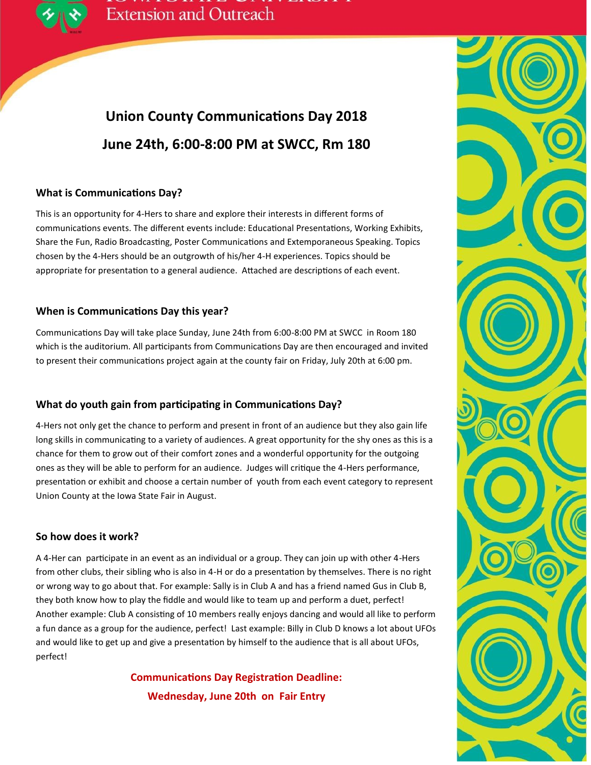# Union County Communications Day 2018

# June 24th, 6:00-8:00 PM at SWCC, Rm 180

### What is Communications Day?

This is an opportunity for 4-Hers to share and explore their interests in different forms of communications events. The different events include: Educational Presentations, Working Exhibits, Share the Fun, Radio Broadcasting, Poster Communications and Extemporaneous Speaking. Topics chosen by the 4-Hers should be an outgrowth of his/her 4-H experiences. Topics should be appropriate for presentation to a general audience. Attached are descriptions of each event.

### When is Communications Day this year?

Communications Day will take place Sunday, June 24th from 6:00-8:00 PM at SWCC in Room 180 which is the auditorium. All participants from Communications Day are then encouraged and invited to present their communications project again at the county fair on Friday, July 20th at 6:00 pm.

### What do youth gain from participating in Communications Day?

4-Hers not only get the chance to perform and present in front of an audience but they also gain life long skills in communicating to a variety of audiences. A great opportunity for the shy ones as this is a chance for them to grow out of their comfort zones and a wonderful opportunity for the outgoing ones as they will be able to perform for an audience. Judges will critique the 4-Hers performance, presentation or exhibit and choose a certain number of youth from each event category to represent Union County at the Iowa State Fair in August.

### So how does it work?

A 4-Her can participate in an event as an individual or a group. They can join up with other 4-Hers from other clubs, their sibling who is also in 4-H or do a presentation by themselves. There is no right or wrong way to go about that. For example: Sally is in Club A and has a friend named Gus in Club B, they both know how to play the fiddle and would like to team up and perform a duet, perfect! Another example: Club A consisting of 10 members really enjoys dancing and would all like to perform a fun dance as a group for the audience, perfect! Last example: Billy in Club D knows a lot about UFOs and would like to get up and give a presentation by himself to the audience that is all about UFOs, perfect!

**Communications Day Registration Deadline:**

**Wednesday, June 20th on Fair Entry**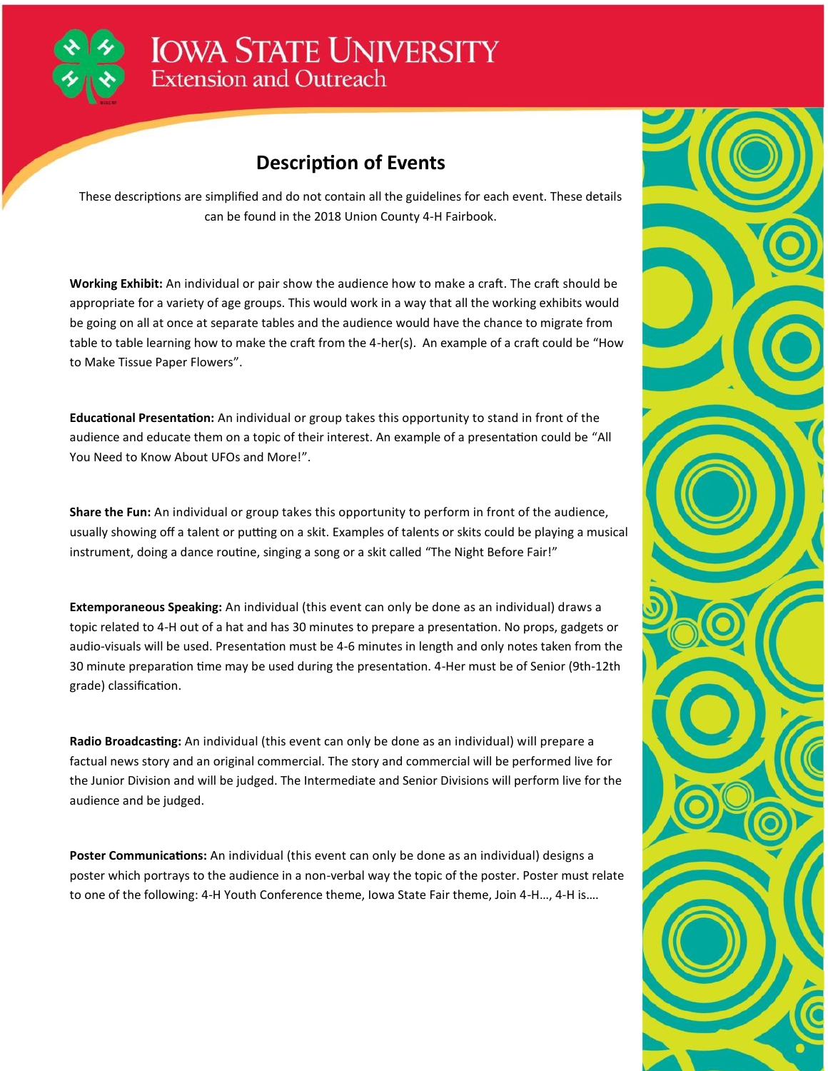# Description of Events

These descriptions are simplified and do not contain all the guidelines for each event. These details can be found in the 2018 Union County 4-H Fairbook.

**Working Exhibit:** An individual or pair show the audience how to make a craft. The craft should be appropriate for a variety of age groups. This would work in a way that all the working exhibits would be going on all at once at separate tables and the audience would have the chance to migrate from table to table learning how to make the craft from the 4-her(s). An example of a craft could be "How to Make Tissue Paper Flowers".

**Educational Presentation:** An individual or group takes this opportunity to stand in front of the audience and educate them on a topic of their interest. An example of a presentation could be "All You Need to Know About UFOs and More!".

**Share the Fun:** An individual or group takes this opportunity to perform in front of the audience, usually showing off a talent or putting on a skit. Examples of talents or skits could be playing a musical instrument, doing a dance routine, singing a song or a skit called "The Night Before Fair!"

**Extemporaneous Speaking:** An individual (this event can only be done as an individual) draws a topic related to 4-H out of a hat and has 30 minutes to prepare a presentation. No props, gadgets or audio-visuals will be used. Presentation must be 4-6 minutes in length and only notes taken from the 30 minute preparation time may be used during the presentation. 4-Her must be of Senior (9th-12th grade) classification.

**Radio Broadcasting:** An individual (this event can only be done as an individual) will prepare a factual news story and an original commercial. The story and commercial will be performed live for the Junior Division and will be judged. The Intermediate and Senior Divisions will perform live for the audience and be judged.

**Poster Communications:** An individual (this event can only be done as an individual) designs a poster which portrays to the audience in a non-verbal way the topic of the poster. Poster must relate to one of the following: 4-H Youth Conference theme, Iowa State Fair theme, Join 4-H…, 4-H is….